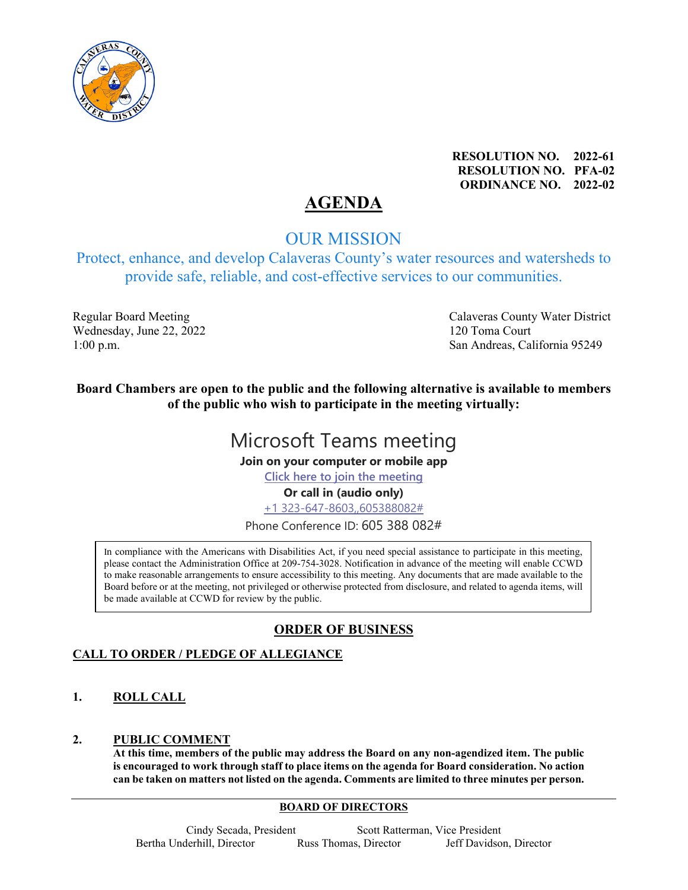**RESOLUTION NO. 2022-61**
**RESOLUTION NO. PFA-02**
**ORDINANCE NO. 2022-02**

# AGENDA

## OUR MISSION

Protect, enhance, and develop Calaveras County's water resources and watersheds to provide safe, reliable, and cost-effective services to our communities.

Regular Board Meeting
Wednesday, June 22, 2022
1:00 p.m.

Calaveras County Water District
120 Toma Court
San Andreas, California 95249

**Board Chambers are open to the public and the following alternative is available to members of the public who wish to participate in the meeting virtually:**

## Microsoft Teams meeting

**Join on your computer or mobile app**

Click here to join the meeting

**Or call in (audio only)**

+1 323-647-8603,,605388082#

Phone Conference ID: 605 388 082#

In compliance with the Americans with Disabilities Act, if you need special assistance to participate in this meeting, please contact the Administration Office at 209-754-3028. Notification in advance of the meeting will enable CCWD to make reasonable arrangements to ensure accessibility to this meeting. Any documents that are made available to the Board before or at the meeting, not privileged or otherwise protected from disclosure, and related to agenda items, will be made available at CCWD for review by the public.

## ORDER OF BUSINESS

### CALL TO ORDER / PLEDGE OF ALLEGIANCE

### 1. ROLL CALL

### 2. PUBLIC COMMENT

**At this time, members of the public may address the Board on any non-agendized item. The public is encouraged to work through staff to place items on the agenda for Board consideration. No action can be taken on matters not listed on the agenda. Comments are limited to three minutes per person.**

---

**BOARD OF DIRECTORS**

Cindy Secada, President — Scott Ratterman, Vice President
Bertha Underhill, Director — Russ Thomas, Director — Jeff Davidson, Director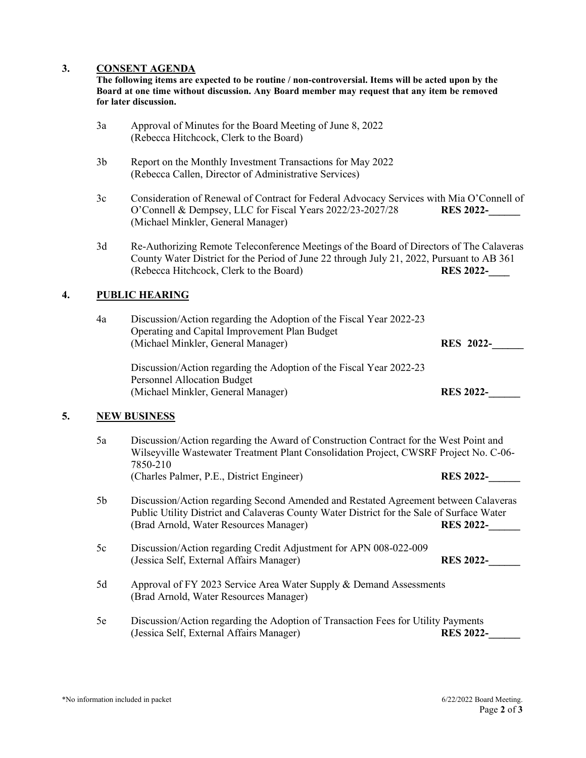## 3. CONSENT AGENDA

**The following items are expected to be routine / non-controversial. Items will be acted upon by the Board at one time without discussion. Any Board member may request that any item be removed for later discussion.**

3a Approval of Minutes for the Board Meeting of June 8, 2022
(Rebecca Hitchcock, Clerk to the Board)

3b Report on the Monthly Investment Transactions for May 2022
(Rebecca Callen, Director of Administrative Services)

3c Consideration of Renewal of Contract for Federal Advocacy Services with Mia O'Connell of O'Connell & Dempsey, LLC for Fiscal Years 2022/23-2027/28 **RES 2022-______**
(Michael Minkler, General Manager)

3d Re-Authorizing Remote Teleconference Meetings of the Board of Directors of The Calaveras County Water District for the Period of June 22 through July 21, 2022, Pursuant to AB 361
(Rebecca Hitchcock, Clerk to the Board) **RES 2022-____**

## 4. PUBLIC HEARING

4a Discussion/Action regarding the Adoption of the Fiscal Year 2022-23 Operating and Capital Improvement Plan Budget
(Michael Minkler, General Manager) **RES 2022-______**

Discussion/Action regarding the Adoption of the Fiscal Year 2022-23 Personnel Allocation Budget
(Michael Minkler, General Manager) **RES 2022-______**

## 5. NEW BUSINESS

5a Discussion/Action regarding the Award of Construction Contract for the West Point and Wilseyville Wastewater Treatment Plant Consolidation Project, CWSRF Project No. C-06-7850-210
(Charles Palmer, P.E., District Engineer) **RES 2022-______**

5b Discussion/Action regarding Second Amended and Restated Agreement between Calaveras Public Utility District and Calaveras County Water District for the Sale of Surface Water
(Brad Arnold, Water Resources Manager) **RES 2022-______**

5c Discussion/Action regarding Credit Adjustment for APN 008-022-009
(Jessica Self, External Affairs Manager) **RES 2022-______**

5d Approval of FY 2023 Service Area Water Supply & Demand Assessments
(Brad Arnold, Water Resources Manager)

5e Discussion/Action regarding the Adoption of Transaction Fees for Utility Payments
(Jessica Self, External Affairs Manager) **RES 2022-______**

*No information included in packet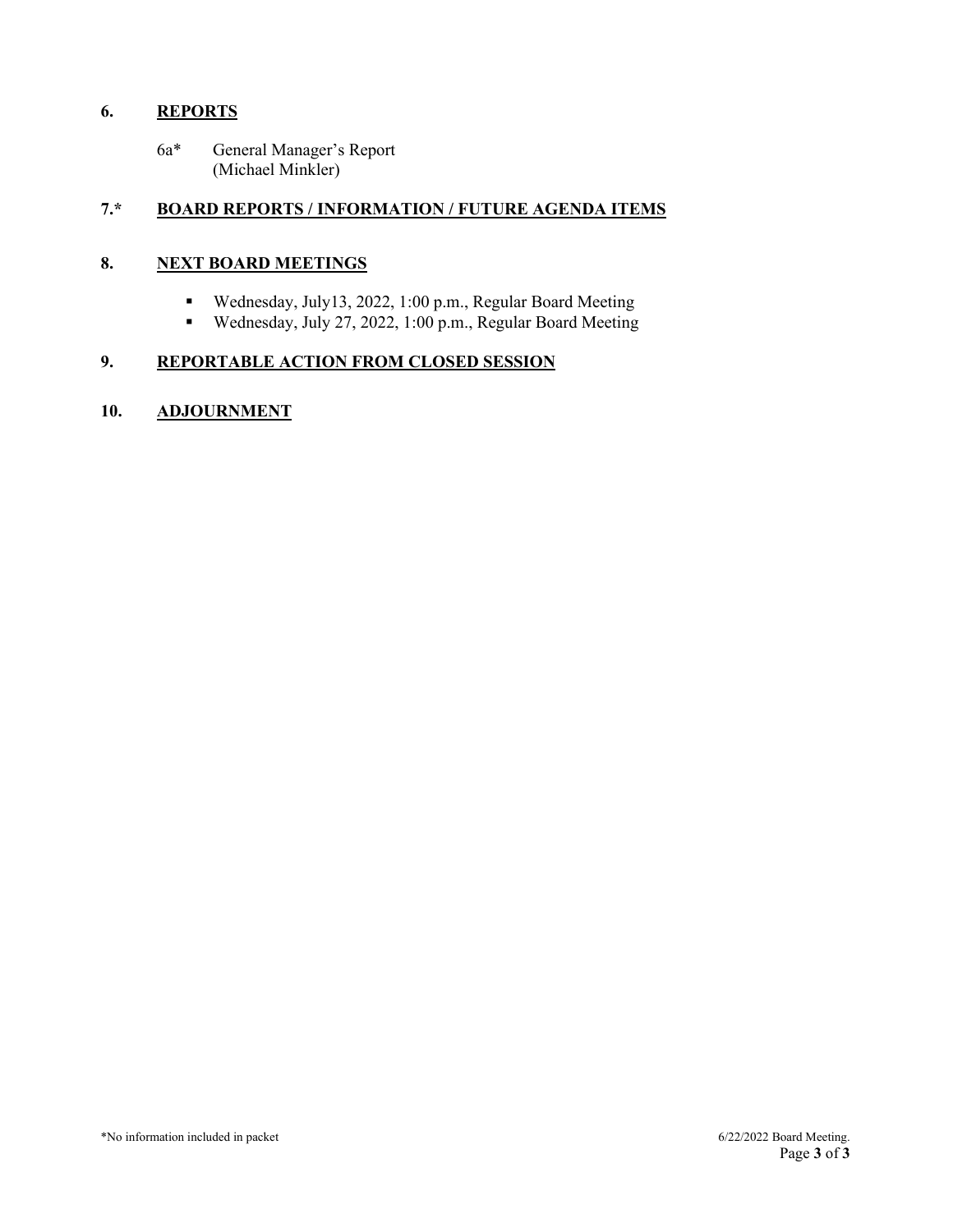## 6. REPORTS

6a* General Manager's Report
(Michael Minkler)

## 7.* BOARD REPORTS / INFORMATION / FUTURE AGENDA ITEMS

## 8. NEXT BOARD MEETINGS

- Wednesday, July13, 2022, 1:00 p.m., Regular Board Meeting
- Wednesday, July 27, 2022, 1:00 p.m., Regular Board Meeting

## 9. REPORTABLE ACTION FROM CLOSED SESSION

## 10. ADJOURNMENT

*No information included in packet